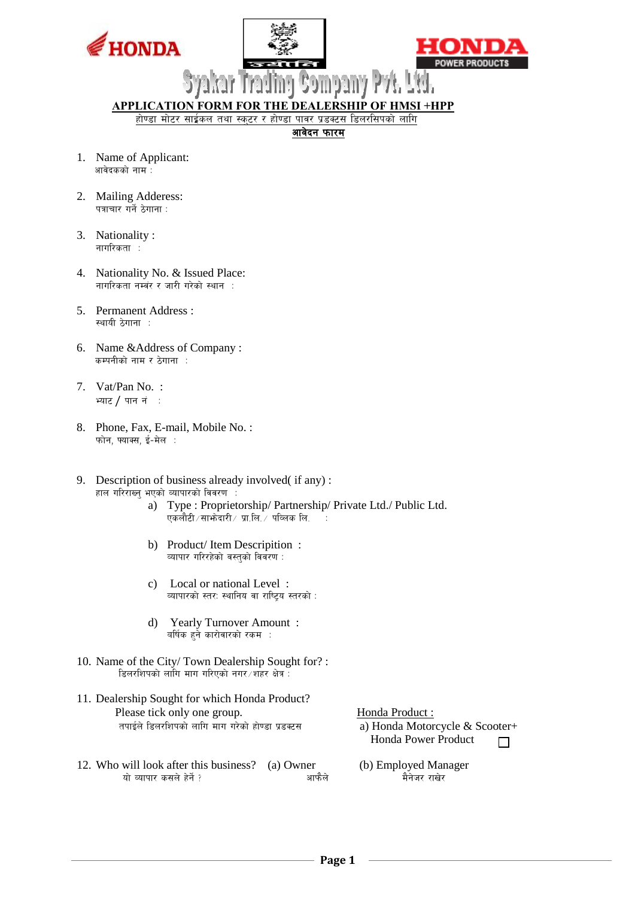HONDA HONDA POWER PRODUCTS

# Syakar Trading Company Pvt. Ltd.

## APPLICATION FORM FOR THE DEALERSHIP OF HMSI +HPP

होण्डा मोटर साईकल तथा स्कुटर र होण्डा पावर प्रडक्टस डिलरसिपको लागि

**आवेदन फारम**

1. Name of Applicant:
   आवेदकको नाम :

2. Mailing Adderess:
   पत्राचार गर्ने ठेगाना :

3. Nationality :
   नागरिकता :

4. Nationality No. & Issued Place:
   नागरिकता नम्वंर र जारी गरेको स्थान :

5. Permanent Address :
   स्थायी ठेगाना :

6. Name &Address of Company :
   कम्पनीको नाम र ठेगाना :

7. Vat/Pan No. :
   भ्याट / पान नं :

8. Phone, Fax, E-mail, Mobile No. :
   फोन, फ्याक्स, ई-मेल :

9. Description of business already involved( if any) :
   हाल गरिराख्नु भएको व्यापारको विवरण :
   - a) Type : Proprietorship/ Partnership/ Private Ltd./ Public Ltd.
     एकलौटी/साझेदारी/ प्रा.लि./ पब्लिक लि. :
   - b) Product/ Item Description :
     व्यापार गरिरहेको वस्तुको विवरण :
   - c) Local or national Level :
     व्यापारको स्तर: स्थानिय वा राष्ट्रिय स्तरको :
   - d) Yearly Turnover Amount :
     वर्षिक हुने कारोवारको रकम :

10. Name of the City/ Town Dealership Sought for? :
    डिलरशिपको लागि माग गरिएको नगर/शहर क्षेत्र :

11. Dealership Sought for which Honda Product?
    Please tick only one group.
    तपाईले डिलरशिपको लागि माग गरेको होण्डा प्रडक्टस

    Honda Product :
    a) Honda Motorcycle & Scooter+ Honda Power Product ☐

12. Who will look after this business? (a) Owner (b) Employed Manager
    यो व्यापार कसले हेर्ने ? आफैले मैनेजर राखेर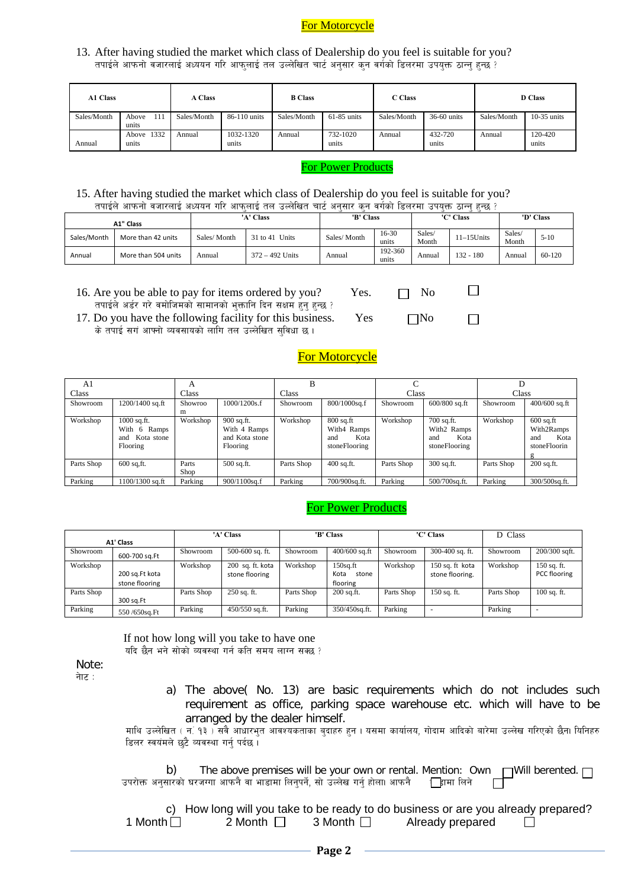### For Motorcycle

13. After having studied the market which class of Dealership do you feel is suitable for you?
तपाईले आफनो वजारलाई अध्ययन गरि आफुलाई तल उल्लेखित चार्ट अनुसार कुन वर्गको डिलरमा उपयुक्त ठान्नु हुन्छ ?

| A1 Class | | A Class | | B Class | | C Class | | D Class | |
|---|---|---|---|---|---|---|---|---|---|
| Sales/Month | Above 111 units | Sales/Month | 86-110 units | Sales/Month | 61-85 units | Sales/Month | 36-60 units | Sales/Month | 10-35 units |
| Annual | Above 1332 units | Annual | 1032-1320 units | Annual | 732-1020 units | Annual | 432-720 units | Annual | 120-420 units |

### For Power Products

15. After having studied the market which class of Dealership do you feel is suitable for you?
तपाईले आफनो वजारलाई अध्ययन गरि आफुलाई तल उल्लेखित चार्ट अनुसार कुन वर्गको डिलरमा उपयुक्त ठान्नु हुन्छ ?

| A1" Class | | 'A' Class | | 'B' Class | | 'C' Class | | 'D' Class | |
|---|---|---|---|---|---|---|---|---|---|
| Sales/Month | More than 42 units | Sales/ Month | 31 to 41 Units | Sales/ Month | 16-30 units | Sales/ Month | 11–15Units | Sales/ Month | 5-10 |
| Annual | More than 504 units | Annual | 372 – 492 Units | Annual | 192-360 units | Annual | 132 - 180 | Annual | 60-120 |

16. Are you be able to pay for items ordered by you? Yes. ☐ No ☐
तपाईले अर्डर गरे बमोजिमको सामानको भुक्तानि दिन सक्षम हुनु हुन्छ ?

17. Do you have the following facility for this business. Yes ☐ No ☐
के तपाई सगं आफ्नो व्यवसायको लागि तल उल्लेखित सुविधा छ ।

### For Motorcycle

| A1 Class | | A Class | | B Class | | C Class | | D Class | |
|---|---|---|---|---|---|---|---|---|---|
| Showroom | 1200/1400 sq.ft | Showroom | 1000/1200s.f | Showroom | 800/1000sq.f | Showroom | 600/800 sq.ft | Showroom | 400/600 sq.ft |
| Workshop | 1000 sq.ft. With 6 Ramps and Kota stone Flooring | Workshop | 900 sq.ft. With 4 Ramps and Kota stone Flooring | Workshop | 800 sq.ft With4 Ramps and Kota stoneFlooring | Workshop | 700 sq.ft. With2 Ramps and Kota stoneFlooring | Workshop | 600 sq.ft With2Ramps and Kota stoneFlooring |
| Parts Shop | 600 sq,ft. | Parts Shop | 500 sq.ft. | Parts Shop | 400 sq.ft. | Parts Shop | 300 sq.ft. | Parts Shop | 200 sq.ft. |
| Parking | 1100/1300 sq.ft | Parking | 900/1100sq.f | Parking | 700/900sq.ft. | Parking | 500/700sq.ft. | Parking | 300/500sq.ft. |

### For Power Products

| A1' Class | | 'A' Class | | 'B' Class | | 'C' Class | | D Class | |
|---|---|---|---|---|---|---|---|---|---|
| Showroom | 600-700 sq.Ft | Showroom | 500-600 sq. ft. | Showroom | 400/600 sq.ft | Showroom | 300-400 sq. ft. | Showroom | 200/300 sqft. |
| Workshop | 200 sq.Ft kota stone flooring | Workshop | 200 sq. ft. kota stone flooring | Workshop | 150sq.ft Kota stone flooring | Workshop | 150 sq. ft kota stone flooring. | Workshop | 150 sq. ft. PCC flooring |
| Parts Shop | 300 sq.Ft | Parts Shop | 250 sq. ft. | Parts Shop | 200 sq.ft. | Parts Shop | 150 sq. ft. | Parts Shop | 100 sq. ft. |
| Parking | 550 /650sq.Ft | Parking | 450/550 sq.ft. | Parking | 350/450sq.ft. | Parking | - | Parking | - |

If not how long will you take to have one
यदि छैन भने सोको व्यवस्था गर्न कति समय लाग्न सक्छ ?

Note:
नोट :

a) The above( No. 13) are basic requirements which do not includes such requirement as office, parking space warehouse etc. which will have to be arranged by the dealer himself.
माथि उल्लेखित ( नं. १३ ) सबै आधारभुत आवश्यकताका बुदाहरु हुन । यसमा कार्यालय, गोदाम आदिको बारेमा उल्लेख गरिएको छैन। यिनिहरु डिलर स्वयंमले छुटै व्यवस्था गर्नु पर्दछ ।

b) The above premises will be your own or rental. Mention: Own ☐ Will berented. ☐
उपरोक्त अनुसारको घरजग्गा आफनै वा भाडामा लिनुपर्ने, सो उल्लेख गर्नु होला। आफनै ☐ भाडामा लिने ☐

c) How long will you take to be ready to do business or are you already prepared?
1 Month ☐ 2 Month ☐ 3 Month ☐ Already prepared ☐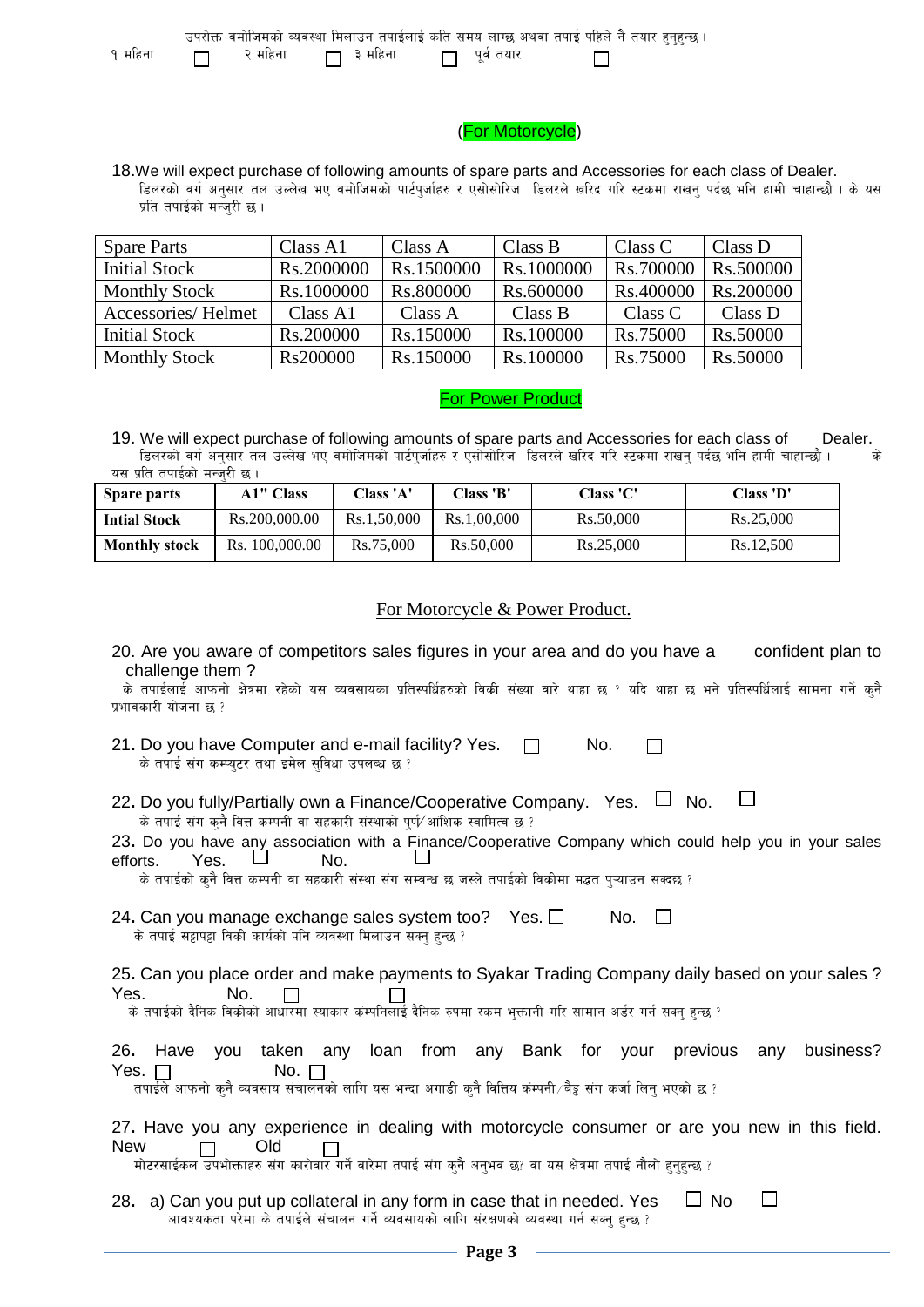उपरोक्त वमोजिमको व्यवस्था मिलाउन तपाईलाई कति समय लाग्छ अथवा तपाई पहिले नै तयार हुनुहुन्छ ।

१ महिना ☐ २ महिना ☐ ३ महिना ☐ पूर्व तयार ☐

## (For Motorcycle)

18.We will expect purchase of following amounts of spare parts and Accessories for each class of Dealer.
डिलरको वर्ग अनुसार तल उल्लेख भए वमोजिमको पार्टपुर्जाहरु र एसोसोरिज डिलरले खरिद गरि स्टकमा राखनु पर्दछ भनि हामी चाहान्छौ । के यस प्रति तपाईको मन्जुरी छ ।

| Spare Parts | Class A1 | Class A | Class B | Class C | Class D |
|---|---|---|---|---|---|
| Initial Stock | Rs.2000000 | Rs.1500000 | Rs.1000000 | Rs.700000 | Rs.500000 |
| Monthly Stock | Rs.1000000 | Rs.800000 | Rs.600000 | Rs.400000 | Rs.200000 |
| Accessories/ Helmet | Class A1 | Class A | Class B | Class C | Class D |
| Initial Stock | Rs.200000 | Rs.150000 | Rs.100000 | Rs.75000 | Rs.50000 |
| Monthly Stock | Rs200000 | Rs.150000 | Rs.100000 | Rs.75000 | Rs.50000 |

## For Power Product

19. We will expect purchase of following amounts of spare parts and Accessories for each class of Dealer.
डिलरको वर्ग अनुसार तल उल्लेख भए वमोजिमको पार्टपुर्जाहरु र एसोसोरिज डिलरले खरिद गरि स्टकमा राखनु पर्दछ भनि हामी चाहान्छौ । के यस प्रति तपाईको मन्जुरी छ ।

| Spare parts | A1" Class | Class 'A' | Class 'B' | Class 'C' | Class 'D' |
|---|---|---|---|---|---|
| Intial Stock | Rs.200,000.00 | Rs.1,50,000 | Rs.1,00,000 | Rs.50,000 | Rs.25,000 |
| Monthly stock | Rs. 100,000.00 | Rs.75,000 | Rs.50,000 | Rs.25,000 | Rs.12,500 |

## For Motorcycle & Power Product.

20. Are you aware of competitors sales figures in your area and do you have a confident plan to challenge them ?
के तपाईलाई आफनो क्षेत्रमा रहेको यस व्यवसायका प्रतिस्पर्धिहरुको विक्री संख्या वारे थाहा छ ? यदि थाहा छ भने प्रतिस्पर्धिलाई सामना गर्ने कुनै प्रभावकारी योजना छ ?

21. Do you have Computer and e-mail facility? Yes. ☐ No. ☐
के तपाई संग कम्प्युटर तथा इमेल सुविधा उपलब्ध छ ?

22. Do you fully/Partially own a Finance/Cooperative Company. Yes. ☐ No. ☐
के तपाई संग कुनै वित्त कम्पनी वा सहकारी संस्थाको पुर्ण/आंशिक स्वामित्व छ ?

23. Do you have any association with a Finance/Cooperative Company which could help you in your sales efforts. Yes. ☐ No. ☐
के तपाईको कुनै वित्त कम्पनी वा सहकारी संस्था संग सम्वन्ध छ जस्ले तपाईको विक्रीमा मद्धत पुऱ्याउन सक्दछ ?

24. Can you manage exchange sales system too? Yes. ☐ No. ☐
के तपाई सट्टापट्टा विक्री कार्यको पनि व्यवस्था मिलाउन सक्नु हुन्छ ?

25. Can you place order and make payments to Syakar Trading Company daily based on your sales ?
Yes. ☐ No. ☐
के तपाईको दैनिक विक्रीको आधारमा स्याकार कंम्पनिलाई दैनिक रुपमा रकम भुक्तानी गरि सामान अर्डर गर्न सक्नु हुन्छ ?

26. Have you taken any loan from any Bank for your previous any business?
Yes. ☐ No. ☐
तपाईले आफनो कुनै व्यवसाय संचालनको लागि यस भन्दा अगाडी कुनै वित्तिय कंम्पनी/बैङ्क संग कर्जा लिनु भएको छ ?

27. Have you any experience in dealing with motorcycle consumer or are you new in this field.
New ☐ Old ☐
मोटरसाईकल उपभोक्ताहरु संग कारोवार गर्ने वारेमा तपाई संग कुनै अनुभव छ? वा यस क्षेत्रमा तपाई नौलो हुनुहुन्छ ?

28. a) Can you put up collateral in any form in case that in needed. Yes ☐ No ☐
आवश्यकता परेमा के तपाईले संचालन गर्ने व्यवसायको लागि संरक्षणको व्यवस्था गर्न सक्नु हुन्छ ?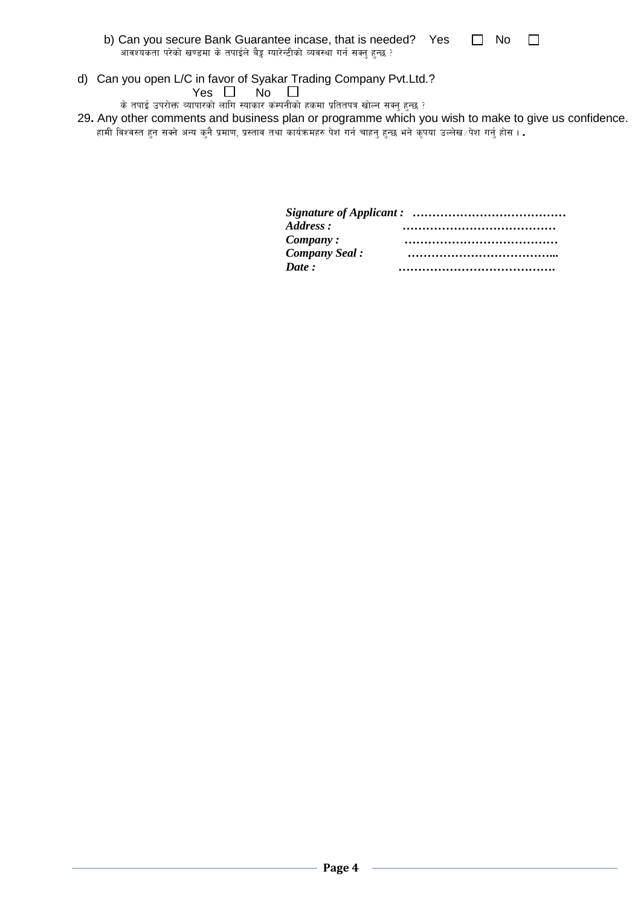b) Can you secure Bank Guarantee incase, that is needed? Yes ☐ No ☐

आवश्यकता परेको खण्डमा के तपाईले बैङ्क ग्यारेन्टीको व्यवस्था गर्न सक्नु हुन्छ ?

d) Can you open L/C in favor of Syakar Trading Company Pvt.Ltd.?

Yes ☐ No ☐

के तपाई उपरोक्त व्यापारको लागि स्याकार कंम्पनीको हकमा प्रतितपत्र खोल्न सक्नु हुन्छ ?

29. Any other comments and business plan or programme which you wish to make to give us confidence.

हामी विश्वस्त हुन सक्ने अन्य कुनै प्रमाण, प्रस्ताव तथा कार्यक्रमहरु पेश गर्न चाहनु हुन्छ भने कृपया उल्लेख/पेश गर्नु होस ।

***Signature of Applicant :*** **…………………………………**

***Address :*** **…………………………………**

***Company :*** **…………………………………**

***Company Seal :*** **………………………………...**

***Date :*** **………………………………….**